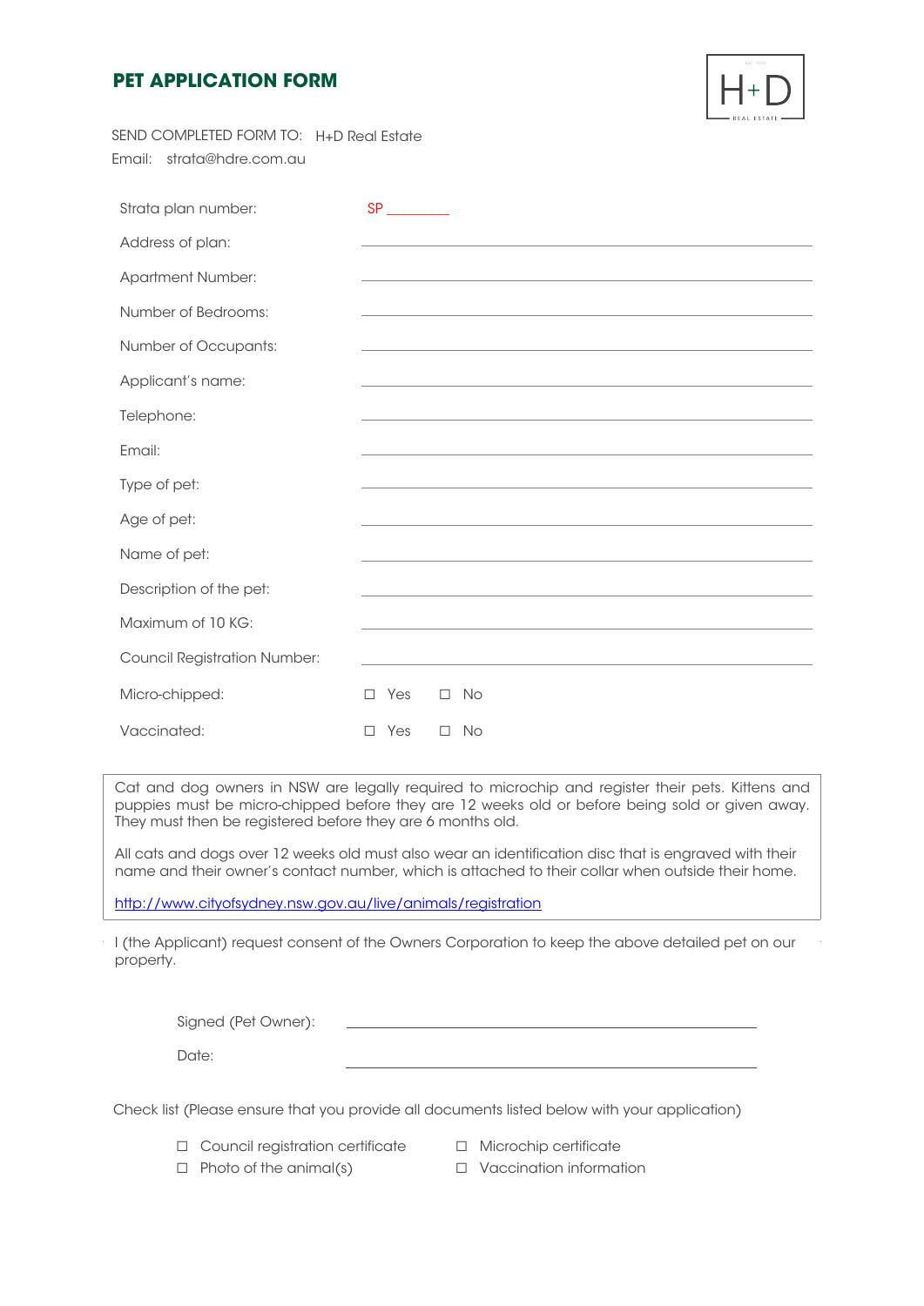# PET APPLICATION FORM

H+D REAL ESTATE

SEND COMPLETED FORM TO: H+D Real Estate

Email: strata@hdre.com.au

| | |
|---|---|
| Strata plan number: | SP ________ |
| Address of plan: | |
| Apartment Number: | |
| Number of Bedrooms: | |
| Number of Occupants: | |
| Applicant's name: | |
| Telephone: | |
| Email: | |
| Type of pet: | |
| Age of pet: | |
| Name of pet: | |
| Description of the pet: | |
| Maximum of 10 KG: | |
| Council Registration Number: | |
| Micro-chipped: | ☐ Yes ☐ No |
| Vaccinated: | ☐ Yes ☐ No |

Cat and dog owners in NSW are legally required to microchip and register their pets. Kittens and puppies must be micro-chipped before they are 12 weeks old or before being sold or given away. They must then be registered before they are 6 months old.

All cats and dogs over 12 weeks old must also wear an identification disc that is engraved with their name and their owner's contact number, which is attached to their collar when outside their home.

http://www.cityofsydney.nsw.gov.au/live/animals/registration

I (the Applicant) request consent of the Owners Corporation to keep the above detailed pet on our property.

Signed (Pet Owner): ______________________________

Date: ______________________________

Check list (Please ensure that you provide all documents listed below with your application)

- ☐ Council registration certificate
- ☐ Microchip certificate
- ☐ Photo of the animal(s)
- ☐ Vaccination information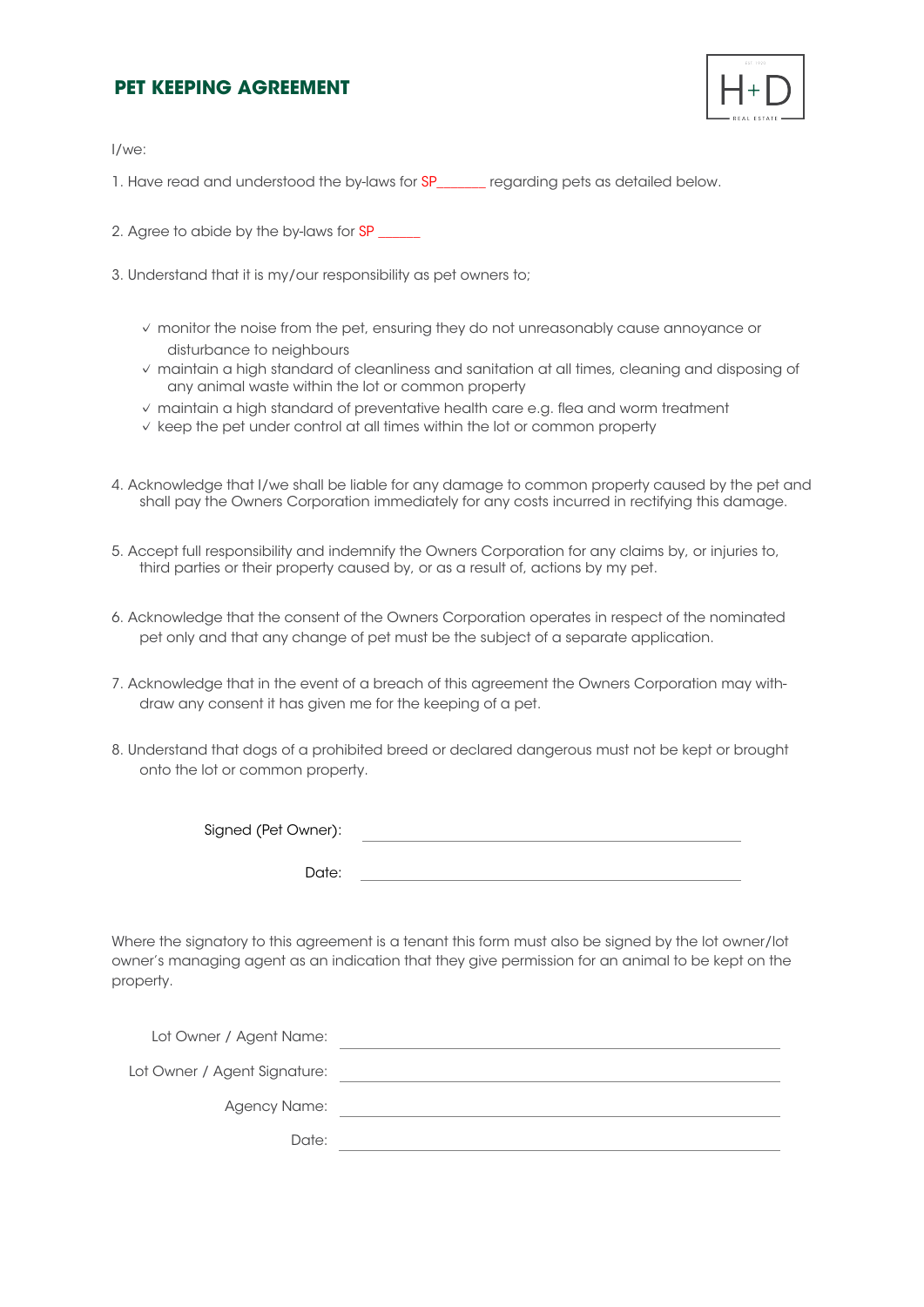# PET KEEPING AGREEMENT

I/we:

1. Have read and understood the by-laws for SP_______ regarding pets as detailed below.

2. Agree to abide by the by-laws for SP ______

3. Understand that it is my/our responsibility as pet owners to;

   - ✓ monitor the noise from the pet, ensuring they do not unreasonably cause annoyance or disturbance to neighbours
   - ✓ maintain a high standard of cleanliness and sanitation at all times, cleaning and disposing of any animal waste within the lot or common property
   - ✓ maintain a high standard of preventative health care e.g. flea and worm treatment
   - ✓ keep the pet under control at all times within the lot or common property

4. Acknowledge that I/we shall be liable for any damage to common property caused by the pet and shall pay the Owners Corporation immediately for any costs incurred in rectifying this damage.

5. Accept full responsibility and indemnify the Owners Corporation for any claims by, or injuries to, third parties or their property caused by, or as a result of, actions by my pet.

6. Acknowledge that the consent of the Owners Corporation operates in respect of the nominated pet only and that any change of pet must be the subject of a separate application.

7. Acknowledge that in the event of a breach of this agreement the Owners Corporation may withdraw any consent it has given me for the keeping of a pet.

8. Understand that dogs of a prohibited breed or declared dangerous must not be kept or brought onto the lot or common property.

Signed (Pet Owner): ______________________________

Date: ______________________________

Where the signatory to this agreement is a tenant this form must also be signed by the lot owner/lot owner's managing agent as an indication that they give permission for an animal to be kept on the property.

Lot Owner / Agent Name: ______________________________

Lot Owner / Agent Signature: ______________________________

Agency Name: ______________________________

Date: ______________________________